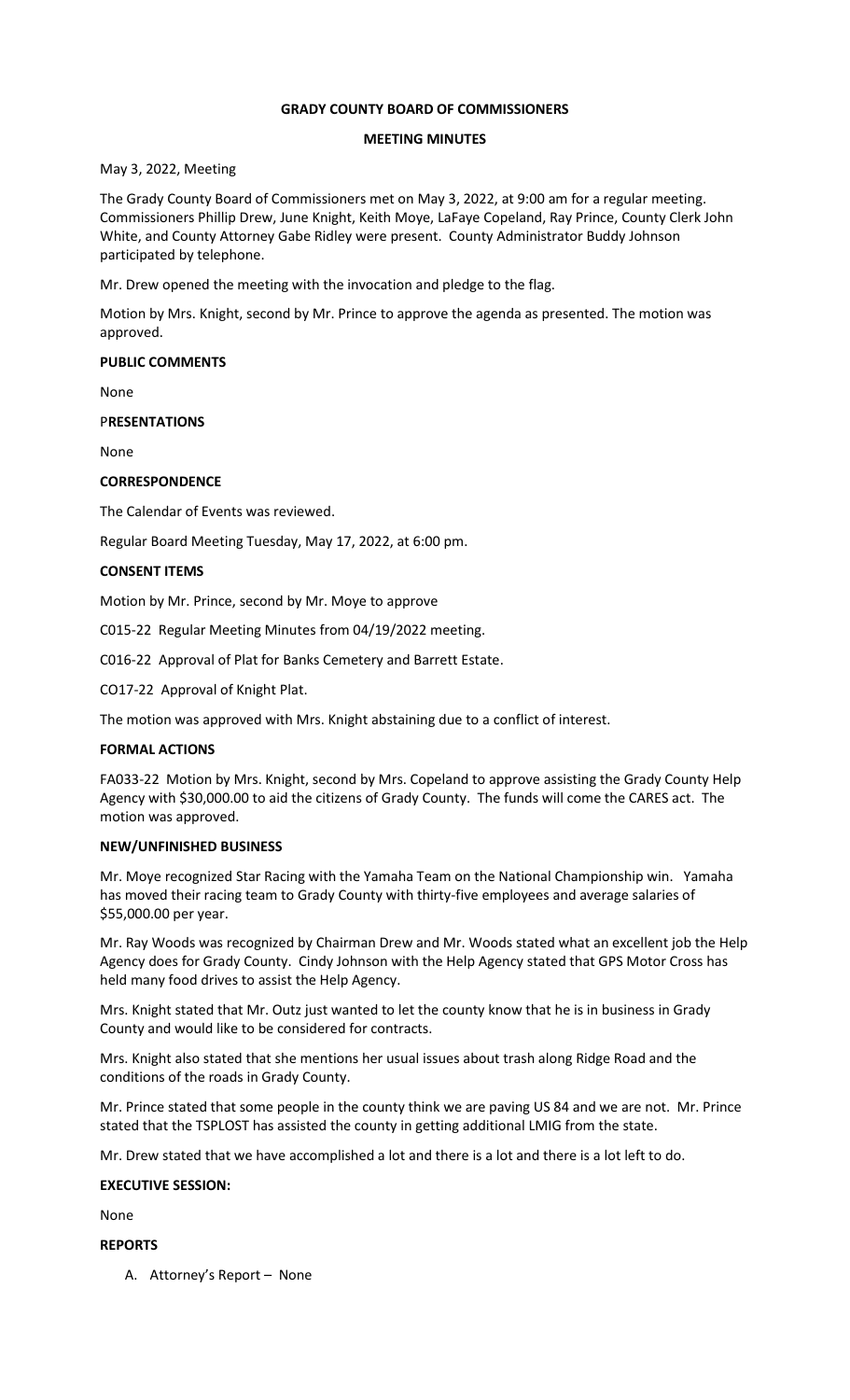# GRADY COUNTY BOARD OF COMMISSIONERS

## MEETING MINUTES

May 3, 2022, Meeting

The Grady County Board of Commissioners met on May 3, 2022, at 9:00 am for a regular meeting. Commissioners Phillip Drew, June Knight, Keith Moye, LaFaye Copeland, Ray Prince, County Clerk John White, and County Attorney Gabe Ridley were present. County Administrator Buddy Johnson participated by telephone.

Mr. Drew opened the meeting with the invocation and pledge to the flag.

Motion by Mrs. Knight, second by Mr. Prince to approve the agenda as presented. The motion was approved.

**PUBLIC COMMENTS**

None

P**RESENTATIONS**

None

**CORRESPONDENCE**

The Calendar of Events was reviewed.

Regular Board Meeting Tuesday, May 17, 2022, at 6:00 pm.

**CONSENT ITEMS**

Motion by Mr. Prince, second by Mr. Moye to approve

C015-22 Regular Meeting Minutes from 04/19/2022 meeting.

C016-22 Approval of Plat for Banks Cemetery and Barrett Estate.

CO17-22 Approval of Knight Plat.

The motion was approved with Mrs. Knight abstaining due to a conflict of interest.

**FORMAL ACTIONS**

FA033-22 Motion by Mrs. Knight, second by Mrs. Copeland to approve assisting the Grady County Help Agency with $30,000.00 to aid the citizens of Grady County. The funds will come the CARES act. The motion was approved.

**NEW/UNFINISHED BUSINESS**

Mr. Moye recognized Star Racing with the Yamaha Team on the National Championship win. Yamaha has moved their racing team to Grady County with thirty-five employees and average salaries of $55,000.00 per year.

Mr. Ray Woods was recognized by Chairman Drew and Mr. Woods stated what an excellent job the Help Agency does for Grady County. Cindy Johnson with the Help Agency stated that GPS Motor Cross has held many food drives to assist the Help Agency.

Mrs. Knight stated that Mr. Outz just wanted to let the county know that he is in business in Grady County and would like to be considered for contracts.

Mrs. Knight also stated that she mentions her usual issues about trash along Ridge Road and the conditions of the roads in Grady County.

Mr. Prince stated that some people in the county think we are paving US 84 and we are not. Mr. Prince stated that the TSPLOST has assisted the county in getting additional LMIG from the state.

Mr. Drew stated that we have accomplished a lot and there is a lot and there is a lot left to do.

**EXECUTIVE SESSION:**

None

**REPORTS**

A. Attorney's Report – None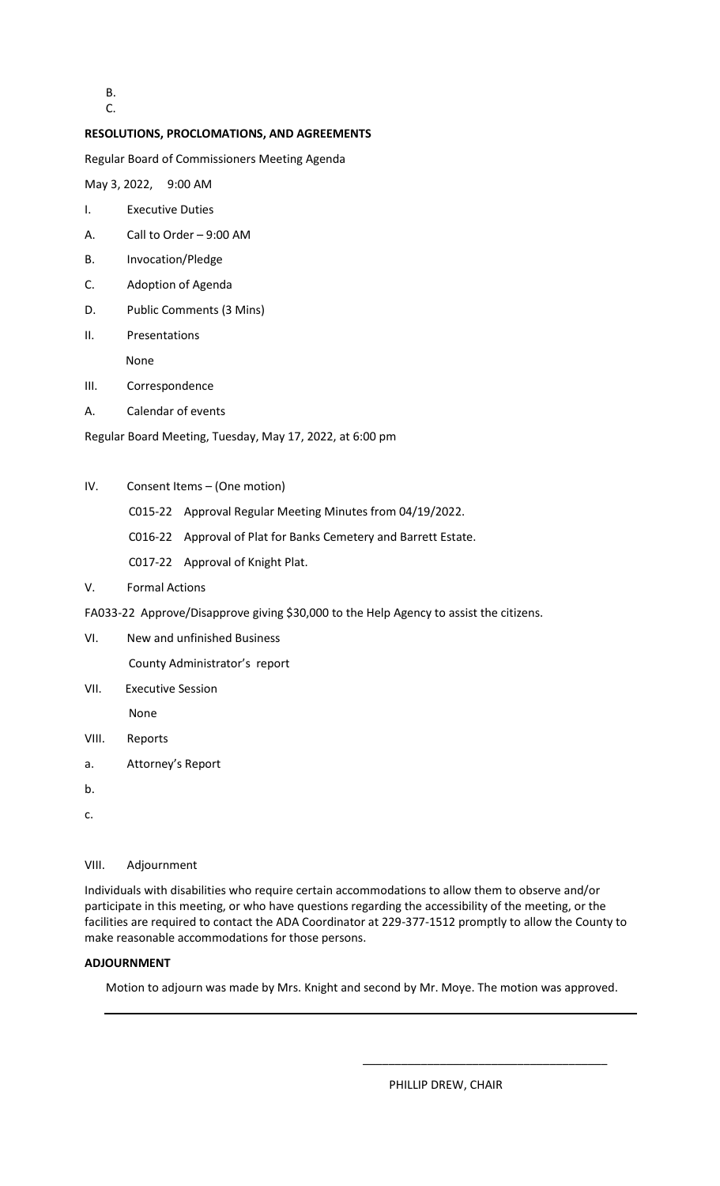B.

C.

**RESOLUTIONS, PROCLOMATIONS, AND AGREEMENTS**

Regular Board of Commissioners Meeting Agenda

May 3, 2022, 9:00 AM

I. Executive Duties

A. Call to Order – 9:00 AM

B. Invocation/Pledge

C. Adoption of Agenda

D. Public Comments (3 Mins)

II. Presentations

None

III. Correspondence

A. Calendar of events

Regular Board Meeting, Tuesday, May 17, 2022, at 6:00 pm

IV. Consent Items – (One motion)

C015-22 Approval Regular Meeting Minutes from 04/19/2022.

C016-22 Approval of Plat for Banks Cemetery and Barrett Estate.

C017-22 Approval of Knight Plat.

V. Formal Actions

FA033-22 Approve/Disapprove giving $30,000 to the Help Agency to assist the citizens.

VI. New and unfinished Business

County Administrator's report

VII. Executive Session

None

VIII. Reports

a. Attorney's Report

b.

c.

VIII. Adjournment

Individuals with disabilities who require certain accommodations to allow them to observe and/or participate in this meeting, or who have questions regarding the accessibility of the meeting, or the facilities are required to contact the ADA Coordinator at 229-377-1512 promptly to allow the County to make reasonable accommodations for those persons.

**ADJOURNMENT**

Motion to adjourn was made by Mrs. Knight and second by Mr. Moye. The motion was approved.

---

______________________________________

PHILLIP DREW, CHAIR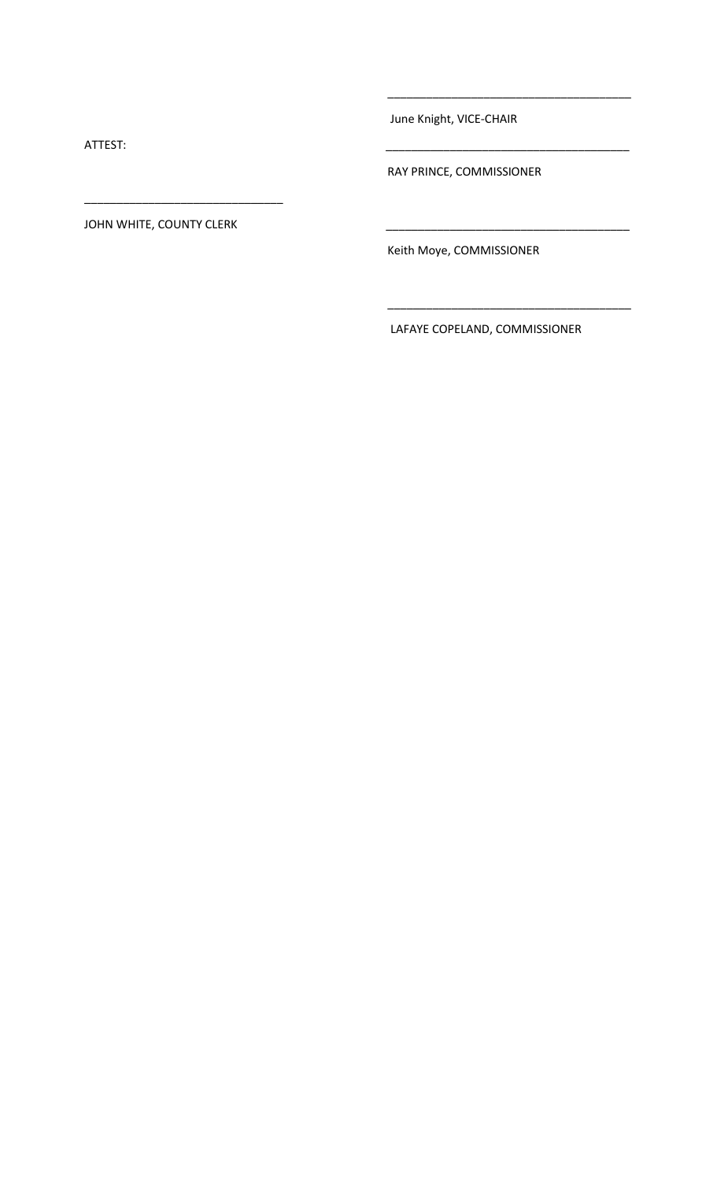_____________________________________

June Knight, VICE-CHAIR

ATTEST:

_____________________________________

RAY PRINCE, COMMISSIONER

______________________________

JOHN WHITE, COUNTY CLERK

_____________________________________

Keith Moye, COMMISSIONER

_____________________________________

LAFAYE COPELAND, COMMISSIONER